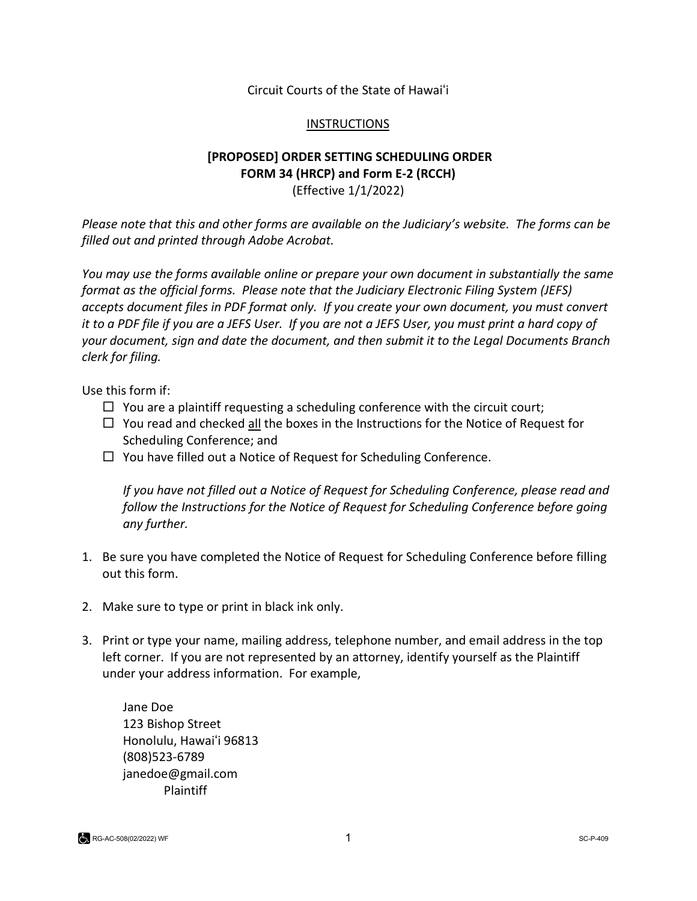Circuit Courts of the State of Hawaiʻi

INSTRUCTIONS

**[PROPOSED] ORDER SETTING SCHEDULING ORDER**
**FORM 34 (HRCP) and Form E-2 (RCCH)**
(Effective 1/1/2022)

*Please note that this and other forms are available on the Judiciary's website. The forms can be filled out and printed through Adobe Acrobat.*

*You may use the forms available online or prepare your own document in substantially the same format as the official forms. Please note that the Judiciary Electronic Filing System (JEFS) accepts document files in PDF format only. If you create your own document, you must convert it to a PDF file if you are a JEFS User. If you are not a JEFS User, you must print a hard copy of your document, sign and date the document, and then submit it to the Legal Documents Branch clerk for filing.*

Use this form if:

- ☐ You are a plaintiff requesting a scheduling conference with the circuit court;
- ☐ You read and checked all the boxes in the Instructions for the Notice of Request for Scheduling Conference; and
- ☐ You have filled out a Notice of Request for Scheduling Conference.

*If you have not filled out a Notice of Request for Scheduling Conference, please read and follow the Instructions for the Notice of Request for Scheduling Conference before going any further.*

1. Be sure you have completed the Notice of Request for Scheduling Conference before filling out this form.

2. Make sure to type or print in black ink only.

3. Print or type your name, mailing address, telephone number, and email address in the top left corner. If you are not represented by an attorney, identify yourself as the Plaintiff under your address information. For example,

   Jane Doe
   123 Bishop Street
   Honolulu, Hawaiʻi 96813
   (808)523-6789
   janedoe@gmail.com
   Plaintiff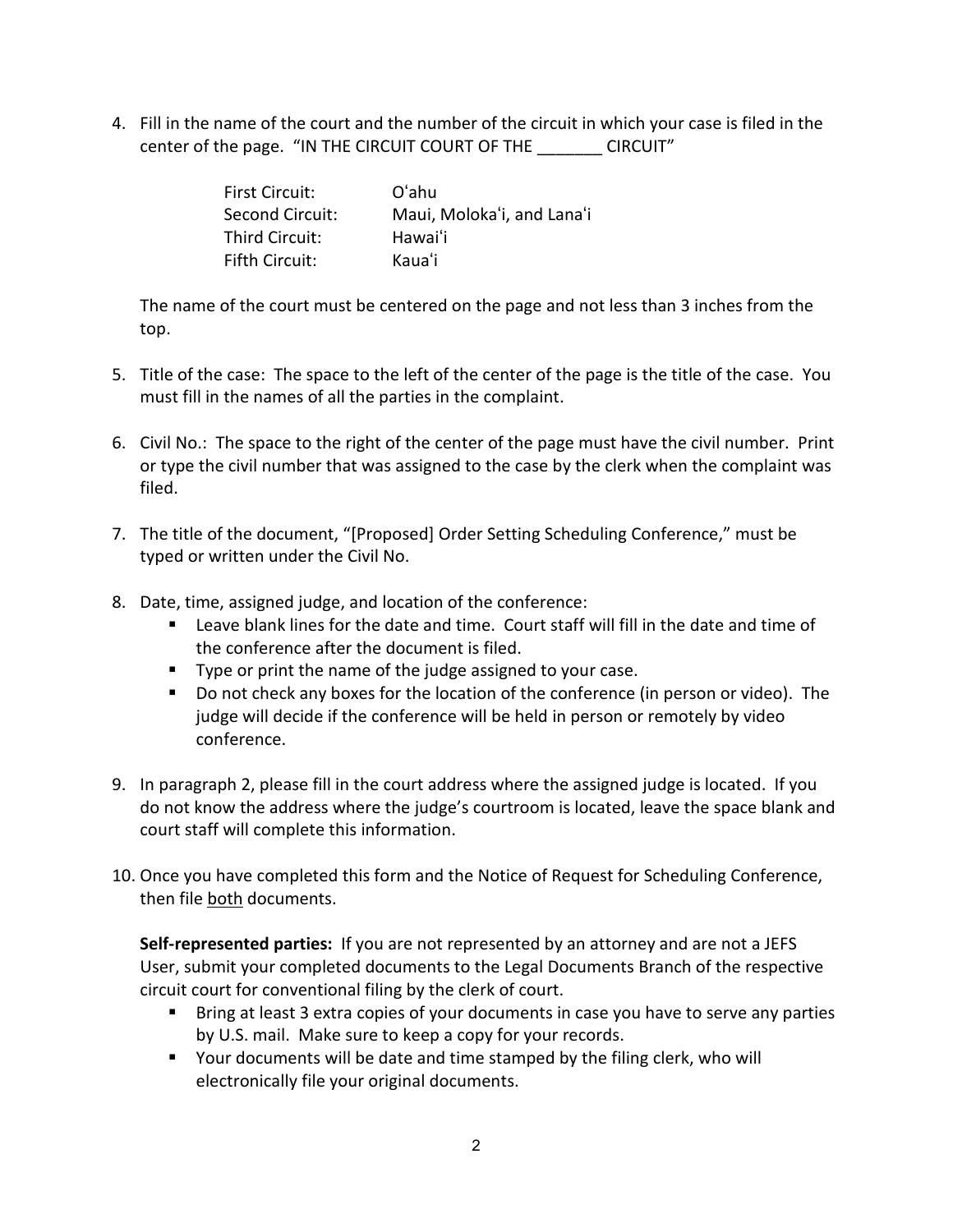4. Fill in the name of the court and the number of the circuit in which your case is filed in the center of the page. "IN THE CIRCUIT COURT OF THE _______ CIRCUIT"

| | |
|---|---|
| First Circuit: | Oʻahu |
| Second Circuit: | Maui, Molokaʻi, and Lanaʻi |
| Third Circuit: | Hawaiʻi |
| Fifth Circuit: | Kauaʻi |

   The name of the court must be centered on the page and not less than 3 inches from the top.

5. Title of the case: The space to the left of the center of the page is the title of the case. You must fill in the names of all the parties in the complaint.

6. Civil No.: The space to the right of the center of the page must have the civil number. Print or type the civil number that was assigned to the case by the clerk when the complaint was filed.

7. The title of the document, "[Proposed] Order Setting Scheduling Conference," must be typed or written under the Civil No.

8. Date, time, assigned judge, and location of the conference:
   - Leave blank lines for the date and time. Court staff will fill in the date and time of the conference after the document is filed.
   - Type or print the name of the judge assigned to your case.
   - Do not check any boxes for the location of the conference (in person or video). The judge will decide if the conference will be held in person or remotely by video conference.

9. In paragraph 2, please fill in the court address where the assigned judge is located. If you do not know the address where the judge's courtroom is located, leave the space blank and court staff will complete this information.

10. Once you have completed this form and the Notice of Request for Scheduling Conference, then file <u>both</u> documents.

    **Self-represented parties:** If you are not represented by an attorney and are not a JEFS User, submit your completed documents to the Legal Documents Branch of the respective circuit court for conventional filing by the clerk of court.
    - Bring at least 3 extra copies of your documents in case you have to serve any parties by U.S. mail. Make sure to keep a copy for your records.
    - Your documents will be date and time stamped by the filing clerk, who will electronically file your original documents.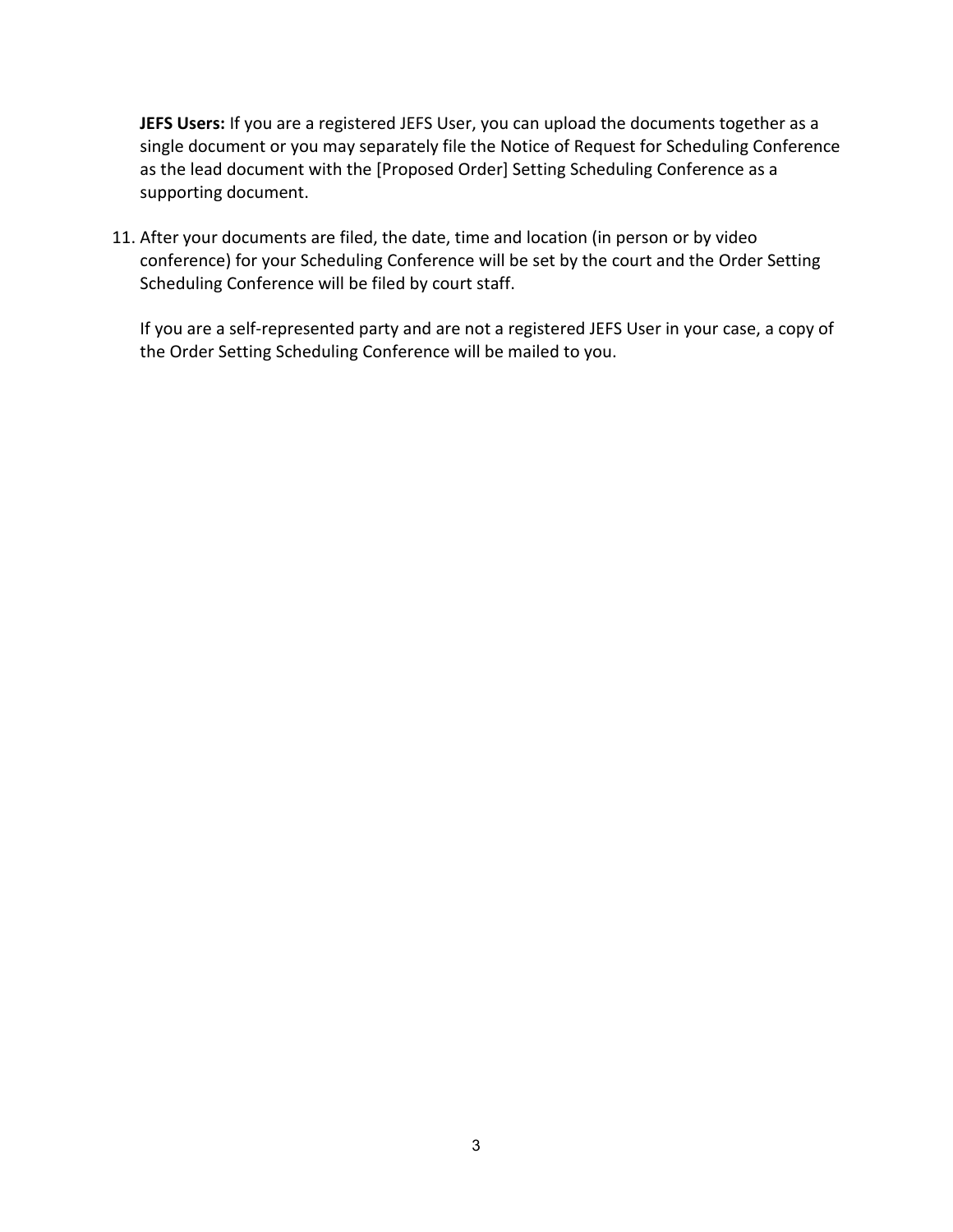**JEFS Users:** If you are a registered JEFS User, you can upload the documents together as a single document or you may separately file the Notice of Request for Scheduling Conference as the lead document with the [Proposed Order] Setting Scheduling Conference as a supporting document.

11. After your documents are filed, the date, time and location (in person or by video conference) for your Scheduling Conference will be set by the court and the Order Setting Scheduling Conference will be filed by court staff.

    If you are a self-represented party and are not a registered JEFS User in your case, a copy of the Order Setting Scheduling Conference will be mailed to you.